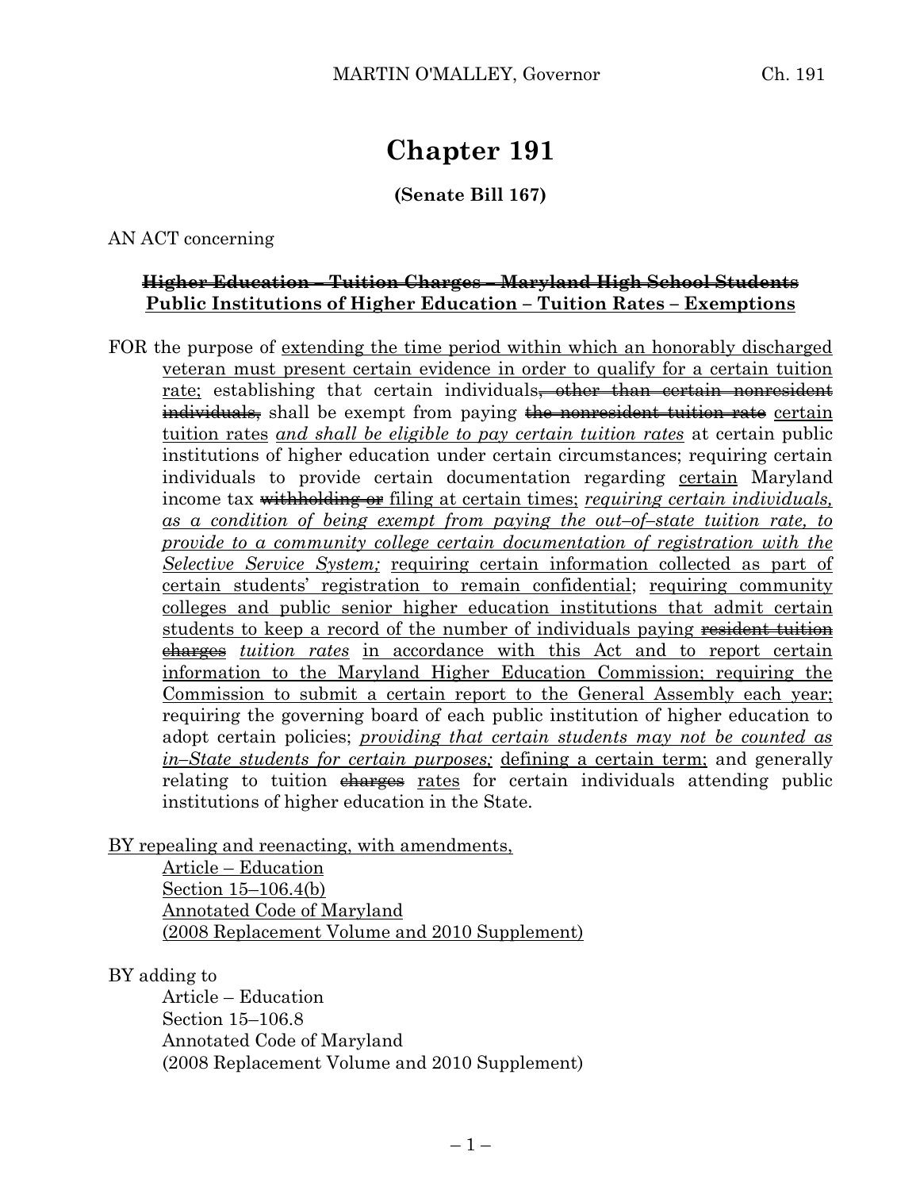# Chapter 191

**(Senate Bill 167)**

AN ACT concerning

**~~Higher Education – Tuition Charges – Maryland High School Students~~**
**<u>Public Institutions of Higher Education – Tuition Rates – Exemptions</u>**

FOR the purpose of <u>extending the time period within which an honorably discharged veteran must present certain evidence in order to qualify for a certain tuition rate;</u> establishing that certain individuals~~, other than certain nonresident individuals,~~ shall be exempt from paying ~~the nonresident tuition rate~~ <u>certain tuition rates</u> <u>*and shall be eligible to pay certain tuition rates*</u> at certain public institutions of higher education under certain circumstances; requiring certain individuals to provide certain documentation regarding <u>certain</u> Maryland income tax ~~withholding or~~ <u>filing</u> at certain times; <u>*requiring certain individuals, as a condition of being exempt from paying the out–of–state tuition rate, to provide to a community college certain documentation of registration with the Selective Service System;*</u> <u>requiring certain information collected as part of certain students' registration to remain confidential</u>; <u>requiring community colleges and public senior higher education institutions that admit certain students to keep a record of the number of individuals paying ~~resident tuition charges~~ *tuition rates* in accordance with this Act and to report certain information to the Maryland Higher Education Commission; requiring the Commission to submit a certain report to the General Assembly each year;</u> requiring the governing board of each public institution of higher education to adopt certain policies; <u>*providing that certain students may not be counted as in–State students for certain purposes;*</u> <u>defining a certain term;</u> and generally relating to tuition ~~charges~~ <u>rates</u> for certain individuals attending public institutions of higher education in the State.

<u>BY repealing and reenacting, with amendments,</u>
<u>Article – Education</u>
<u>Section 15–106.4(b)</u>
<u>Annotated Code of Maryland</u>
<u>(2008 Replacement Volume and 2010 Supplement)</u>

BY adding to
Article – Education
Section 15–106.8
Annotated Code of Maryland
(2008 Replacement Volume and 2010 Supplement)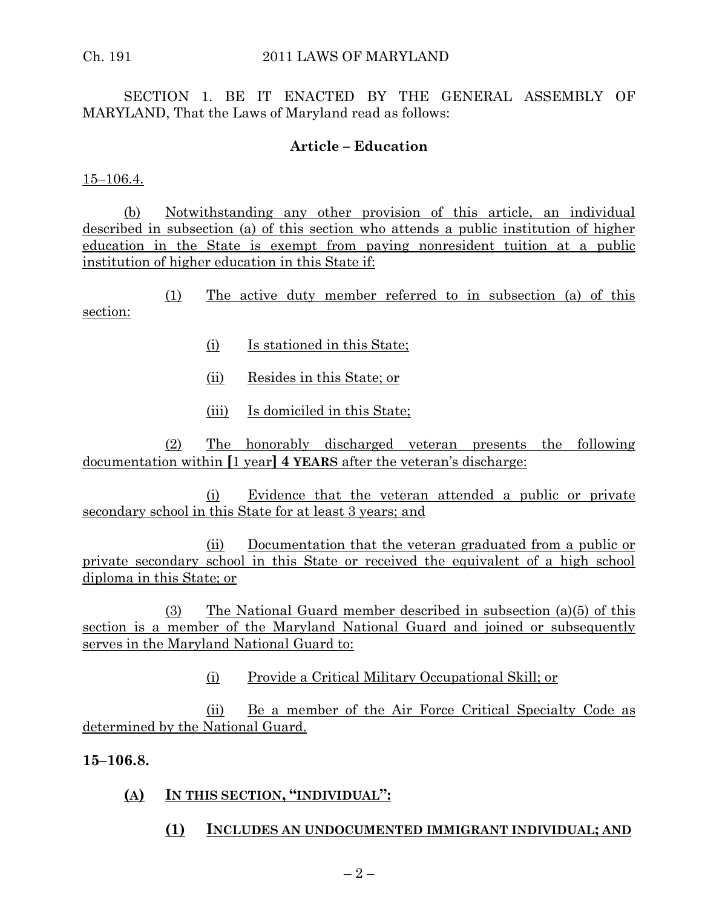SECTION 1. BE IT ENACTED BY THE GENERAL ASSEMBLY OF MARYLAND, That the Laws of Maryland read as follows:

**Article – Education**

15–106.4.

(b) Notwithstanding any other provision of this article, an individual described in subsection (a) of this section who attends a public institution of higher education in the State is exempt from paying nonresident tuition at a public institution of higher education in this State if:

(1) The active duty member referred to in subsection (a) of this section:

(i) Is stationed in this State;

(ii) Resides in this State; or

(iii) Is domiciled in this State;

(2) The honorably discharged veteran presents the following documentation within [1 year] **4 YEARS** after the veteran's discharge:

(i) Evidence that the veteran attended a public or private secondary school in this State for at least 3 years; and

(ii) Documentation that the veteran graduated from a public or private secondary school in this State or received the equivalent of a high school diploma in this State; or

(3) The National Guard member described in subsection (a)(5) of this section is a member of the Maryland National Guard and joined or subsequently serves in the Maryland National Guard to:

(i) Provide a Critical Military Occupational Skill; or

(ii) Be a member of the Air Force Critical Specialty Code as determined by the National Guard.

**15–106.8.**

**(A) IN THIS SECTION, "INDIVIDUAL":**

**(1) INCLUDES AN UNDOCUMENTED IMMIGRANT INDIVIDUAL; AND**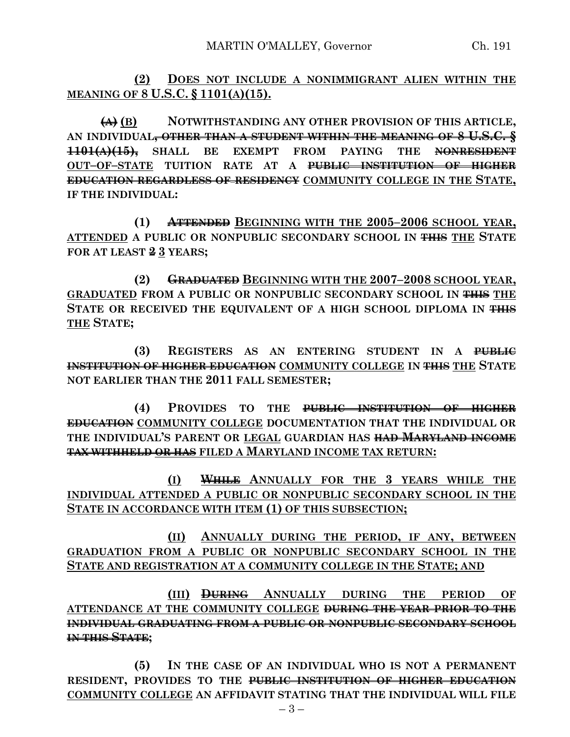**<u>(2)</u> <u>DOES NOT INCLUDE A NONIMMIGRANT ALIEN WITHIN THE MEANING OF 8 U.S.C. § 1101(A)(15).</u>**

~~**(A)**~~ **<u>(B)</u> NOTWITHSTANDING ANY OTHER PROVISION OF THIS ARTICLE, AN INDIVIDUAL~~, OTHER THAN A STUDENT WITHIN THE MEANING OF 8 U.S.C. § 1101(A)(15),~~ SHALL BE EXEMPT FROM PAYING THE ~~NONRESIDENT~~ <u>OUT–OF–STATE</u> TUITION RATE AT A ~~PUBLIC INSTITUTION OF HIGHER EDUCATION REGARDLESS OF RESIDENCY~~ <u>COMMUNITY COLLEGE IN THE STATE,</u> IF THE INDIVIDUAL:**

**(1) ~~ATTENDED~~ <u>BEGINNING WITH THE 2005–2006 SCHOOL YEAR, ATTENDED</u> A PUBLIC OR NONPUBLIC SECONDARY SCHOOL IN ~~THIS~~ <u>THE</u> STATE FOR AT LEAST ~~2~~ <u>3</u> YEARS;**

**(2) ~~GRADUATED~~ <u>BEGINNING WITH THE 2007–2008 SCHOOL YEAR, GRADUATED</u> FROM A PUBLIC OR NONPUBLIC SECONDARY SCHOOL IN ~~THIS~~ <u>THE</u> STATE OR RECEIVED THE EQUIVALENT OF A HIGH SCHOOL DIPLOMA IN ~~THIS~~ <u>THE</u> STATE;**

**(3) REGISTERS AS AN ENTERING STUDENT IN A ~~PUBLIC INSTITUTION OF HIGHER EDUCATION~~ <u>COMMUNITY COLLEGE</u> IN ~~THIS~~ <u>THE</u> STATE NOT EARLIER THAN THE 2011 FALL SEMESTER;**

**(4) PROVIDES TO THE ~~PUBLIC INSTITUTION OF HIGHER EDUCATION~~ <u>COMMUNITY COLLEGE</u> DOCUMENTATION THAT THE INDIVIDUAL OR THE INDIVIDUAL'S PARENT OR <u>LEGAL</u> GUARDIAN HAS ~~HAD MARYLAND INCOME TAX WITHHELD OR HAS~~ FILED A MARYLAND INCOME TAX RETURN<u>:</u>**

**<u>(I)</u> ~~WHILE~~ <u>ANNUALLY FOR THE 3 YEARS WHILE THE INDIVIDUAL ATTENDED A PUBLIC OR NONPUBLIC SECONDARY SCHOOL IN THE STATE IN ACCORDANCE WITH ITEM (1) OF THIS SUBSECTION;</u>**

**<u>(II)</u> <u>ANNUALLY DURING THE PERIOD, IF ANY, BETWEEN GRADUATION FROM A PUBLIC OR NONPUBLIC SECONDARY SCHOOL IN THE STATE AND REGISTRATION AT A COMMUNITY COLLEGE IN THE STATE; AND</u>**

**<u>(III)</u> ~~DURING~~ <u>ANNUALLY DURING THE PERIOD OF ATTENDANCE AT THE COMMUNITY COLLEGE</u> ~~DURING THE YEAR PRIOR TO THE INDIVIDUAL GRADUATING FROM A PUBLIC OR NONPUBLIC SECONDARY SCHOOL IN THIS STATE~~;**

**(5) IN THE CASE OF AN INDIVIDUAL WHO IS NOT A PERMANENT RESIDENT, PROVIDES TO THE ~~PUBLIC INSTITUTION OF HIGHER EDUCATION~~ <u>COMMUNITY COLLEGE</u> AN AFFIDAVIT STATING THAT THE INDIVIDUAL WILL FILE**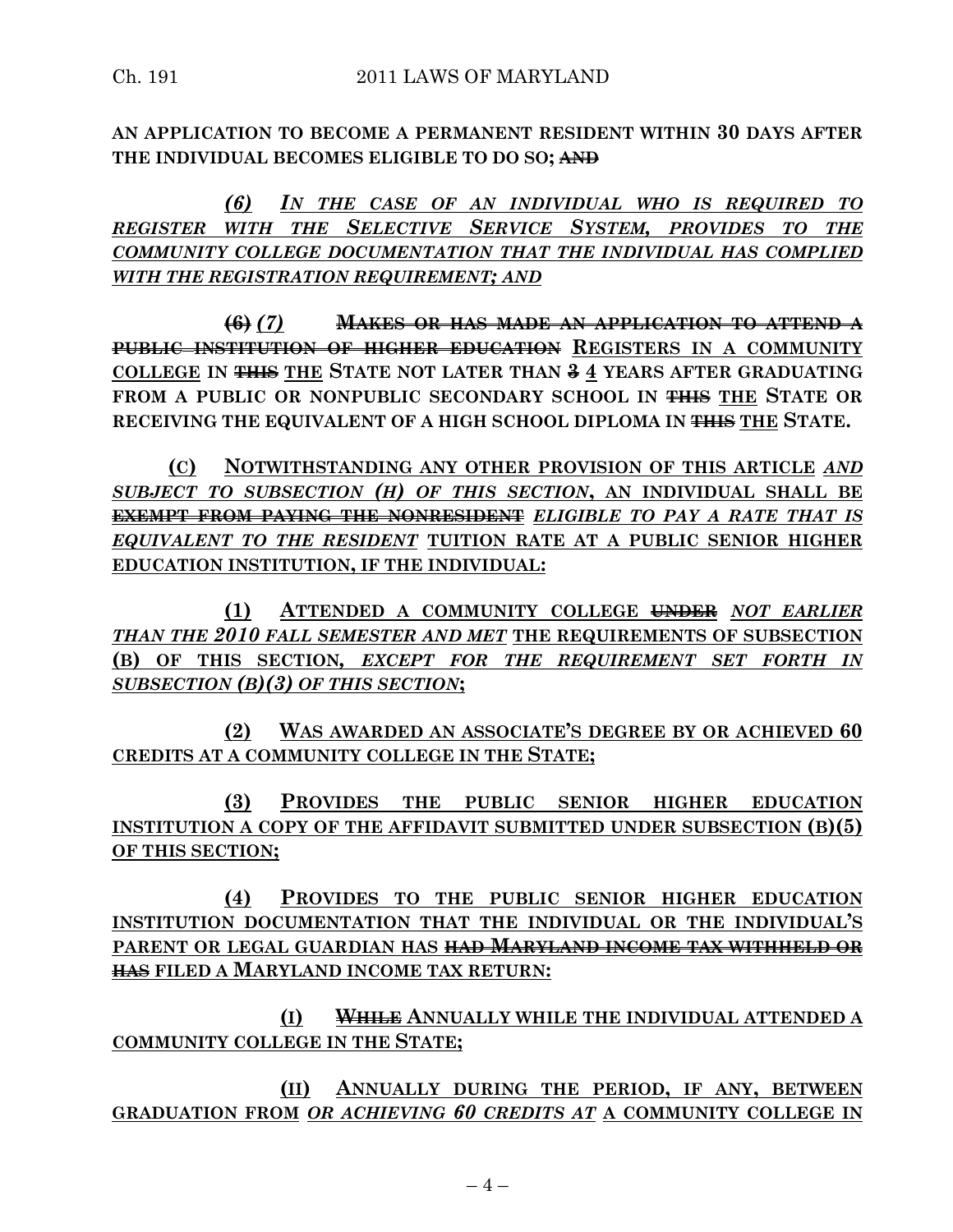**AN APPLICATION TO BECOME A PERMANENT RESIDENT WITHIN 30 DAYS AFTER THE INDIVIDUAL BECOMES ELIGIBLE TO DO SO;** ~~**AND**~~

***(6) IN THE CASE OF AN INDIVIDUAL WHO IS REQUIRED TO REGISTER WITH THE SELECTIVE SERVICE SYSTEM, PROVIDES TO THE COMMUNITY COLLEGE DOCUMENTATION THAT THE INDIVIDUAL HAS COMPLIED WITH THE REGISTRATION REQUIREMENT; AND***

~~**(6)**~~ ***(7)*** ~~**MAKES OR HAS MADE AN APPLICATION TO ATTEND A PUBLIC INSTITUTION OF HIGHER EDUCATION**~~ **REGISTERS IN A COMMUNITY COLLEGE IN** ~~**THIS**~~ **THE STATE NOT LATER THAN** ~~**3**~~ **4 YEARS AFTER GRADUATING FROM A PUBLIC OR NONPUBLIC SECONDARY SCHOOL IN** ~~**THIS**~~ **THE STATE OR RECEIVING THE EQUIVALENT OF A HIGH SCHOOL DIPLOMA IN** ~~**THIS**~~ **THE STATE.**

**(C) NOTWITHSTANDING ANY OTHER PROVISION OF THIS ARTICLE** ***AND SUBJECT TO SUBSECTION (H) OF THIS SECTION*****, AN INDIVIDUAL SHALL BE** ~~**EXEMPT FROM PAYING THE NONRESIDENT**~~ ***ELIGIBLE TO PAY A RATE THAT IS EQUIVALENT TO THE RESIDENT*** **TUITION RATE AT A PUBLIC SENIOR HIGHER EDUCATION INSTITUTION, IF THE INDIVIDUAL:**

**(1) ATTENDED A COMMUNITY COLLEGE** ~~**UNDER**~~ ***NOT EARLIER THAN THE 2010 FALL SEMESTER AND MET*** **THE REQUIREMENTS OF SUBSECTION (B) OF THIS SECTION,** ***EXCEPT FOR THE REQUIREMENT SET FORTH IN SUBSECTION (B)(3) OF THIS SECTION*****;**

**(2) WAS AWARDED AN ASSOCIATE'S DEGREE BY OR ACHIEVED 60 CREDITS AT A COMMUNITY COLLEGE IN THE STATE;**

**(3) PROVIDES THE PUBLIC SENIOR HIGHER EDUCATION INSTITUTION A COPY OF THE AFFIDAVIT SUBMITTED UNDER SUBSECTION (B)(5) OF THIS SECTION;**

**(4) PROVIDES TO THE PUBLIC SENIOR HIGHER EDUCATION INSTITUTION DOCUMENTATION THAT THE INDIVIDUAL OR THE INDIVIDUAL'S PARENT OR LEGAL GUARDIAN HAS** ~~**HAD MARYLAND INCOME TAX WITHHELD OR HAS**~~ **FILED A MARYLAND INCOME TAX RETURN:**

**(I)** ~~**WHILE**~~ **ANNUALLY WHILE THE INDIVIDUAL ATTENDED A COMMUNITY COLLEGE IN THE STATE;**

**(II) ANNUALLY DURING THE PERIOD, IF ANY, BETWEEN GRADUATION FROM** ***OR ACHIEVING 60 CREDITS AT*** **A COMMUNITY COLLEGE IN**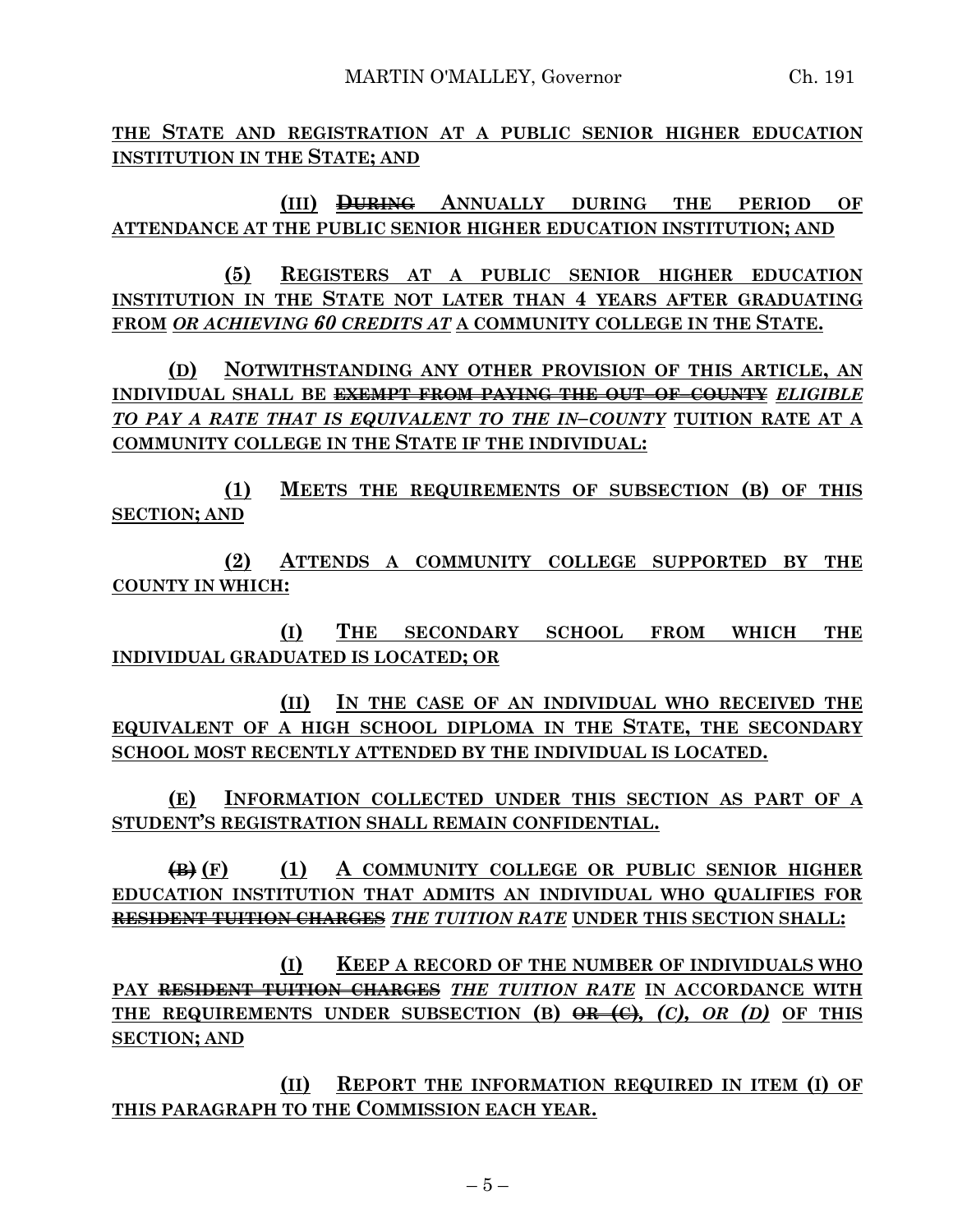**THE STATE AND REGISTRATION AT A PUBLIC SENIOR HIGHER EDUCATION INSTITUTION IN THE STATE; AND**

**(III) ~~DURING~~ ANNUALLY DURING THE PERIOD OF ATTENDANCE AT THE PUBLIC SENIOR HIGHER EDUCATION INSTITUTION; AND**

**(5) REGISTERS AT A PUBLIC SENIOR HIGHER EDUCATION INSTITUTION IN THE STATE NOT LATER THAN 4 YEARS AFTER GRADUATING FROM *OR ACHIEVING 60 CREDITS AT* A COMMUNITY COLLEGE IN THE STATE.**

**(D) NOTWITHSTANDING ANY OTHER PROVISION OF THIS ARTICLE, AN INDIVIDUAL SHALL BE ~~EXEMPT FROM PAYING THE OUT–OF–COUNTY~~ *ELIGIBLE TO PAY A RATE THAT IS EQUIVALENT TO THE IN–COUNTY* TUITION RATE AT A COMMUNITY COLLEGE IN THE STATE IF THE INDIVIDUAL:**

**(1) MEETS THE REQUIREMENTS OF SUBSECTION (B) OF THIS SECTION; AND**

**(2) ATTENDS A COMMUNITY COLLEGE SUPPORTED BY THE COUNTY IN WHICH:**

**(I) THE SECONDARY SCHOOL FROM WHICH THE INDIVIDUAL GRADUATED IS LOCATED; OR**

**(II) IN THE CASE OF AN INDIVIDUAL WHO RECEIVED THE EQUIVALENT OF A HIGH SCHOOL DIPLOMA IN THE STATE, THE SECONDARY SCHOOL MOST RECENTLY ATTENDED BY THE INDIVIDUAL IS LOCATED.**

**(E) INFORMATION COLLECTED UNDER THIS SECTION AS PART OF A STUDENT'S REGISTRATION SHALL REMAIN CONFIDENTIAL.**

**~~(B)~~ (F) (1) A COMMUNITY COLLEGE OR PUBLIC SENIOR HIGHER EDUCATION INSTITUTION THAT ADMITS AN INDIVIDUAL WHO QUALIFIES FOR ~~RESIDENT TUITION CHARGES~~ *THE TUITION RATE* UNDER THIS SECTION SHALL:**

**(I) KEEP A RECORD OF THE NUMBER OF INDIVIDUALS WHO PAY ~~RESIDENT TUITION CHARGES~~ *THE TUITION RATE* IN ACCORDANCE WITH THE REQUIREMENTS UNDER SUBSECTION (B) ~~OR (C)~~*, (C), OR (D)* OF THIS SECTION; AND**

**(II) REPORT THE INFORMATION REQUIRED IN ITEM (I) OF THIS PARAGRAPH TO THE COMMISSION EACH YEAR.**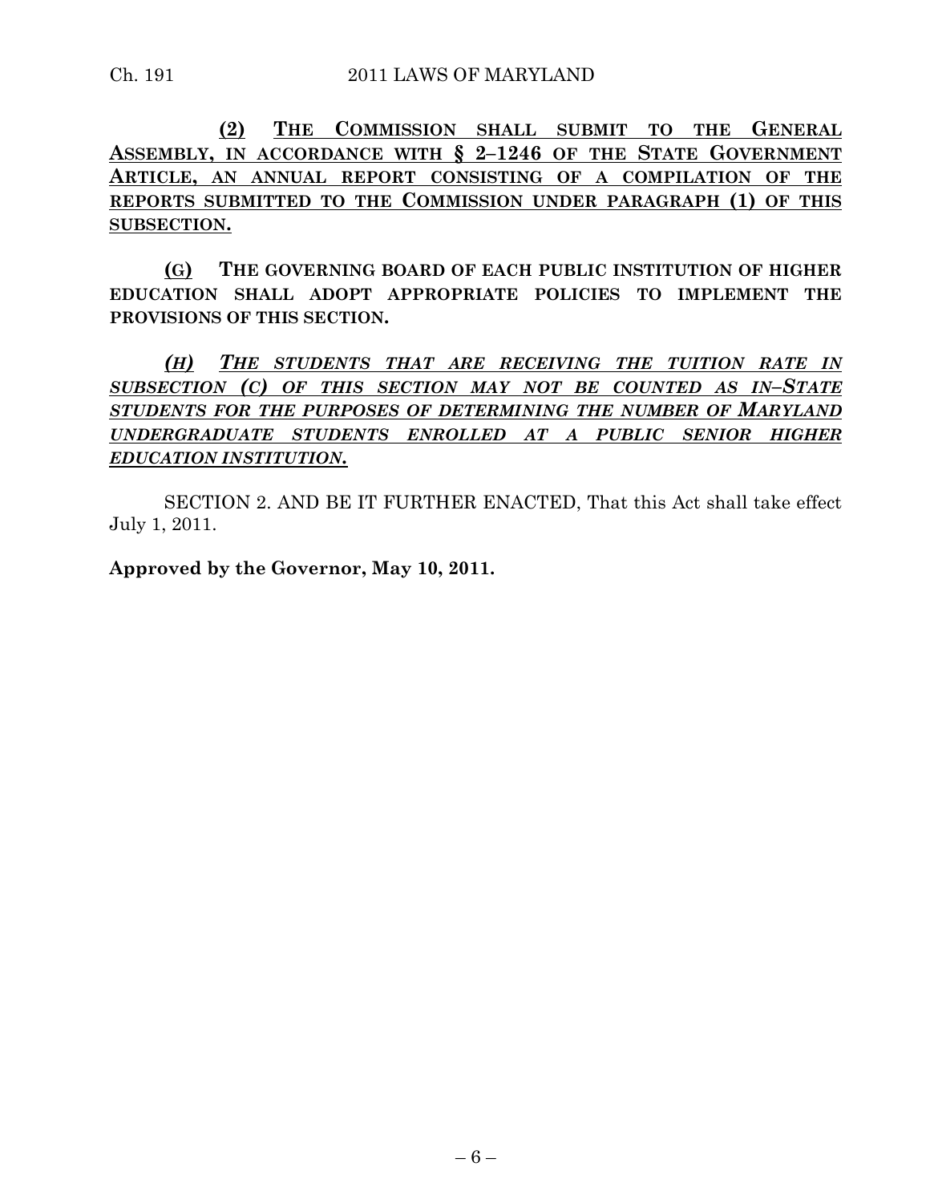**(2) THE COMMISSION SHALL SUBMIT TO THE GENERAL ASSEMBLY, IN ACCORDANCE WITH § 2–1246 OF THE STATE GOVERNMENT ARTICLE, AN ANNUAL REPORT CONSISTING OF A COMPILATION OF THE REPORTS SUBMITTED TO THE COMMISSION UNDER PARAGRAPH (1) OF THIS SUBSECTION.**

**(G) THE GOVERNING BOARD OF EACH PUBLIC INSTITUTION OF HIGHER EDUCATION SHALL ADOPT APPROPRIATE POLICIES TO IMPLEMENT THE PROVISIONS OF THIS SECTION.**

***(H) THE STUDENTS THAT ARE RECEIVING THE TUITION RATE IN SUBSECTION (C) OF THIS SECTION MAY NOT BE COUNTED AS IN–STATE STUDENTS FOR THE PURPOSES OF DETERMINING THE NUMBER OF MARYLAND UNDERGRADUATE STUDENTS ENROLLED AT A PUBLIC SENIOR HIGHER EDUCATION INSTITUTION.***

SECTION 2. AND BE IT FURTHER ENACTED, That this Act shall take effect July 1, 2011.

**Approved by the Governor, May 10, 2011.**